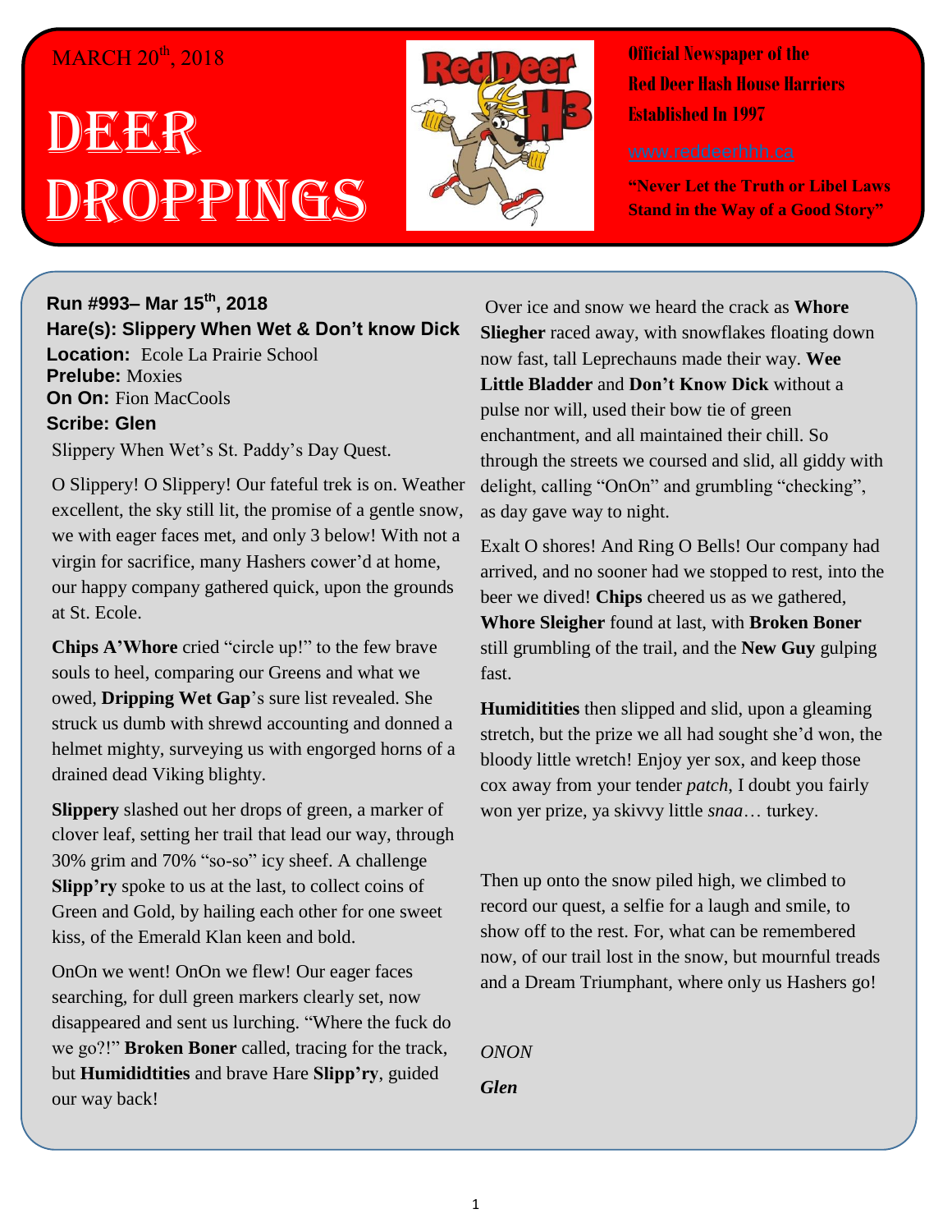MARCH 20th, 2018

# DEER DROPPINGS

**Official Newspaper of the Red Deer Hash House Harriers Established In 1997**

www.reddeerhhh.ca

**"Never Let the Truth or Libel Laws Stand in the Way of a Good Story"**

**Run #993– Mar 15th, 2018**

**Hare(s): Slippery When Wet & Don't know Dick**

**Location:** Ecole La Prairie School

**Prelude:** Moxies

**On On:** Fion MacCools

**Scribe: Glen**

Slippery When Wet's St. Paddy's Day Quest.

O Slippery! O Slippery! Our fateful trek is on. Weather excellent, the sky still lit, the promise of a gentle snow, we with eager faces met, and only 3 below! With not a virgin for sacrifice, many Hashers cower'd at home, our happy company gathered quick, upon the grounds at St. Ecole.

**Chips A'Whore** cried "circle up!" to the few brave souls to heel, comparing our Greens and what we owed, **Dripping Wet Gap**'s sure list revealed. She struck us dumb with shrewd accounting and donned a helmet mighty, surveying us with engorged horns of a drained dead Viking blighty.

**Slippery** slashed out her drops of green, a marker of clover leaf, setting her trail that lead our way, through 30% grim and 70% "so-so" icy sheef. A challenge **Slipp'ry** spoke to us at the last, to collect coins of Green and Gold, by hailing each other for one sweet kiss, of the Emerald Klan keen and bold.

OnOn we went! OnOn we flew! Our eager faces searching, for dull green markers clearly set, now disappeared and sent us lurching. "Where the fuck do we go?!" **Broken Boner** called, tracing for the track, but **Humididtities** and brave Hare **Slipp'ry**, guided our way back!

Over ice and snow we heard the crack as **Whore Sliegher** raced away, with snowflakes floating down now fast, tall Leprechauns made their way. **Wee Little Bladder** and **Don't Know Dick** without a pulse nor will, used their bow tie of green enchantment, and all maintained their chill. So through the streets we coursed and slid, all giddy with delight, calling "OnOn" and grumbling "checking", as day gave way to night.

Exalt O shores! And Ring O Bells! Our company had arrived, and no sooner had we stopped to rest, into the beer we dived! **Chips** cheered us as we gathered, **Whore Sleigher** found at last, with **Broken Boner** still grumbling of the trail, and the **New Guy** gulping fast.

**Humiditities** then slipped and slid, upon a gleaming stretch, but the prize we all had sought she'd won, the bloody little wretch! Enjoy yer sox, and keep those cox away from your tender *patch*, I doubt you fairly won yer prize, ya skivvy little *snaa*… turkey.

Then up onto the snow piled high, we climbed to record our quest, a selfie for a laugh and smile, to show off to the rest. For, what can be remembered now, of our trail lost in the snow, but mournful treads and a Dream Triumphant, where only us Hashers go!

*ONON*

***Glen***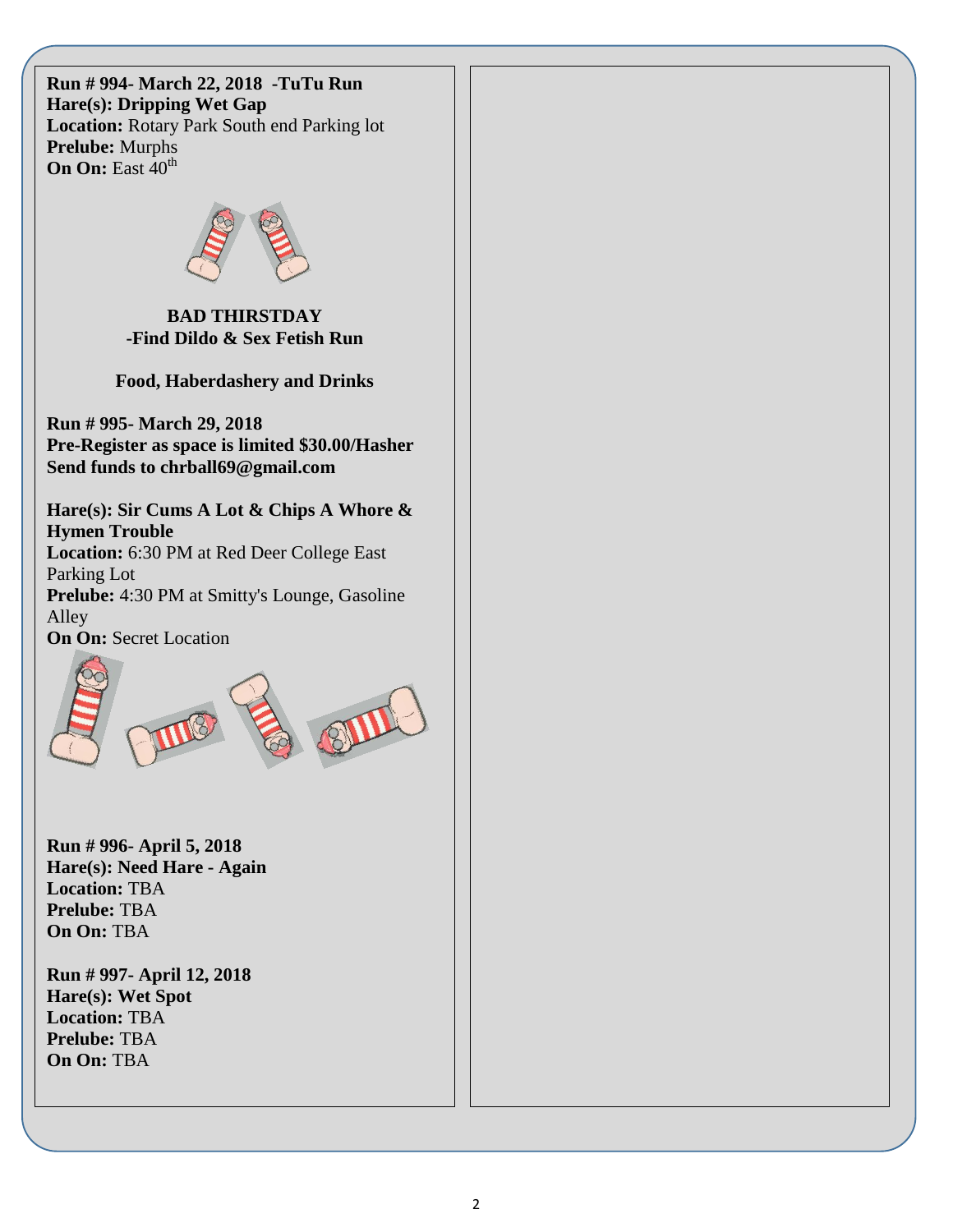**Run # 994- March 22, 2018 -TuTu Run**
**Hare(s): Dripping Wet Gap**
**Location:** Rotary Park South end Parking lot
**Prelube:** Murphs
**On On:** East 40th

**BAD THIRSTDAY**
**-Find Dildo & Sex Fetish Run**

**Food, Haberdashery and Drinks**

**Run # 995- March 29, 2018**
**Pre-Register as space is limited $30.00/Hasher**
**Send funds to chrball69@gmail.com**

**Hare(s): Sir Cums A Lot & Chips A Whore & Hymen Trouble**
**Location:** 6:30 PM at Red Deer College East Parking Lot
**Prelube:** 4:30 PM at Smitty's Lounge, Gasoline Alley
**On On:** Secret Location

**Run # 996- April 5, 2018**
**Hare(s): Need Hare - Again**
**Location:** TBA
**Prelube:** TBA
**On On:** TBA

**Run # 997- April 12, 2018**
**Hare(s): Wet Spot**
**Location:** TBA
**Prelube:** TBA
**On On:** TBA